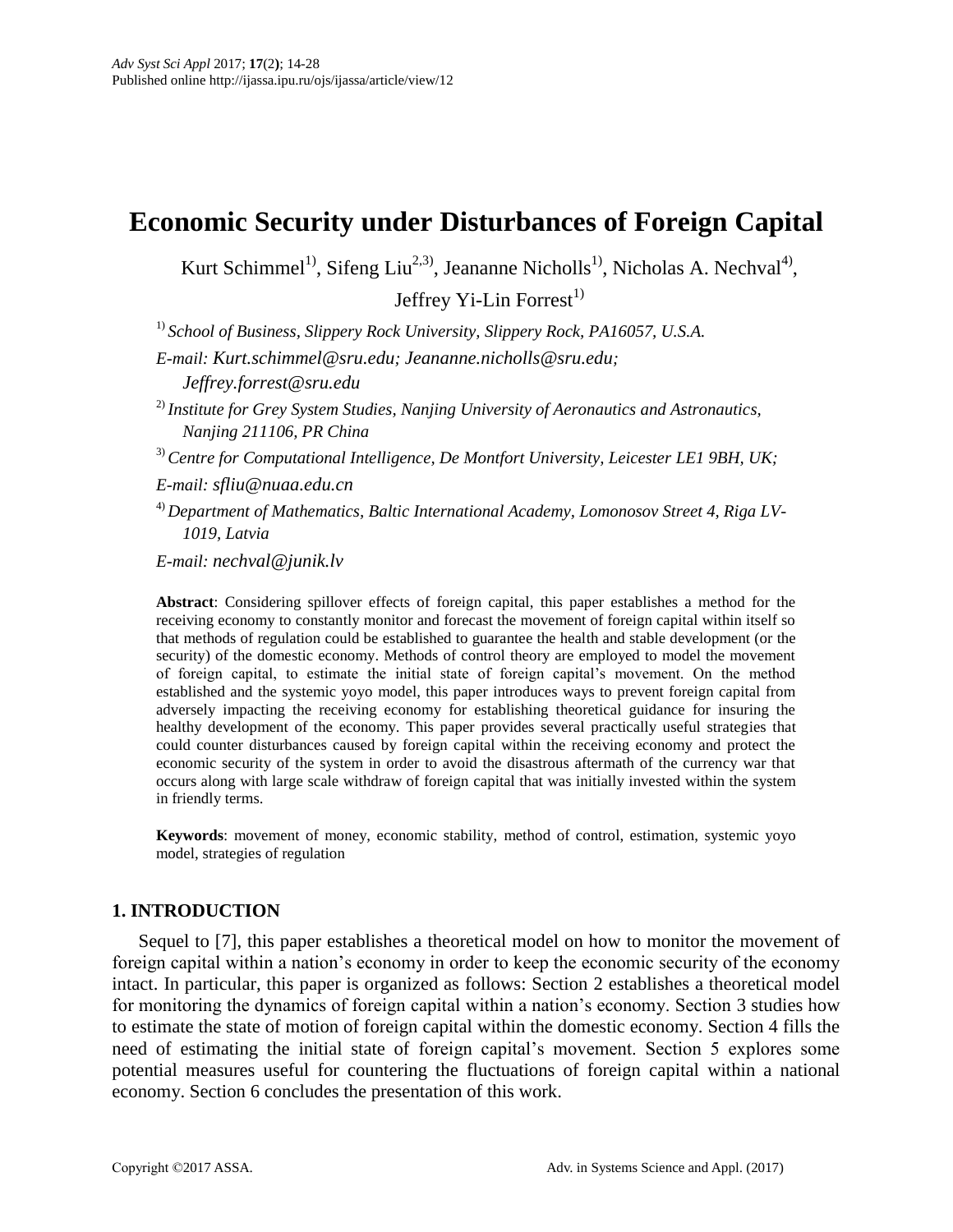# Economic Security under Disturbances of Foreign Capital

Kurt Schimmel[1], Sifeng Liu[2,3], Jeananne Nicholls[1], Nicholas A. Nechval[4], Jeffrey Yi-Lin Forrest[1]

[1] *School of Business, Slippery Rock University, Slippery Rock, PA16057, U.S.A.*

*E-mail: Kurt.schimmel@sru.edu; Jeananne.nicholls@sru.edu; Jeffrey.forrest@sru.edu*

[2] *Institute for Grey System Studies, Nanjing University of Aeronautics and Astronautics, Nanjing 211106, PR China*

[3] *Centre for Computational Intelligence, De Montfort University, Leicester LE1 9BH, UK;*

*E-mail: sfliu@nuaa.edu.cn*

[4] *Department of Mathematics, Baltic International Academy, Lomonosov Street 4, Riga LV-1019, Latvia*

*E-mail: nechval@junik.lv*

**Abstract**: Considering spillover effects of foreign capital, this paper establishes a method for the receiving economy to constantly monitor and forecast the movement of foreign capital within itself so that methods of regulation could be established to guarantee the health and stable development (or the security) of the domestic economy. Methods of control theory are employed to model the movement of foreign capital, to estimate the initial state of foreign capital's movement. On the method established and the systemic yoyo model, this paper introduces ways to prevent foreign capital from adversely impacting the receiving economy for establishing theoretical guidance for insuring the healthy development of the economy. This paper provides several practically useful strategies that could counter disturbances caused by foreign capital within the receiving economy and protect the economic security of the system in order to avoid the disastrous aftermath of the currency war that occurs along with large scale withdraw of foreign capital that was initially invested within the system in friendly terms.

**Keywords**: movement of money, economic stability, method of control, estimation, systemic yoyo model, strategies of regulation

## 1. INTRODUCTION

Sequel to [7], this paper establishes a theoretical model on how to monitor the movement of foreign capital within a nation's economy in order to keep the economic security of the economy intact. In particular, this paper is organized as follows: Section 2 establishes a theoretical model for monitoring the dynamics of foreign capital within a nation's economy. Section 3 studies how to estimate the state of motion of foreign capital within the domestic economy. Section 4 fills the need of estimating the initial state of foreign capital's movement. Section 5 explores some potential measures useful for countering the fluctuations of foreign capital within a national economy. Section 6 concludes the presentation of this work.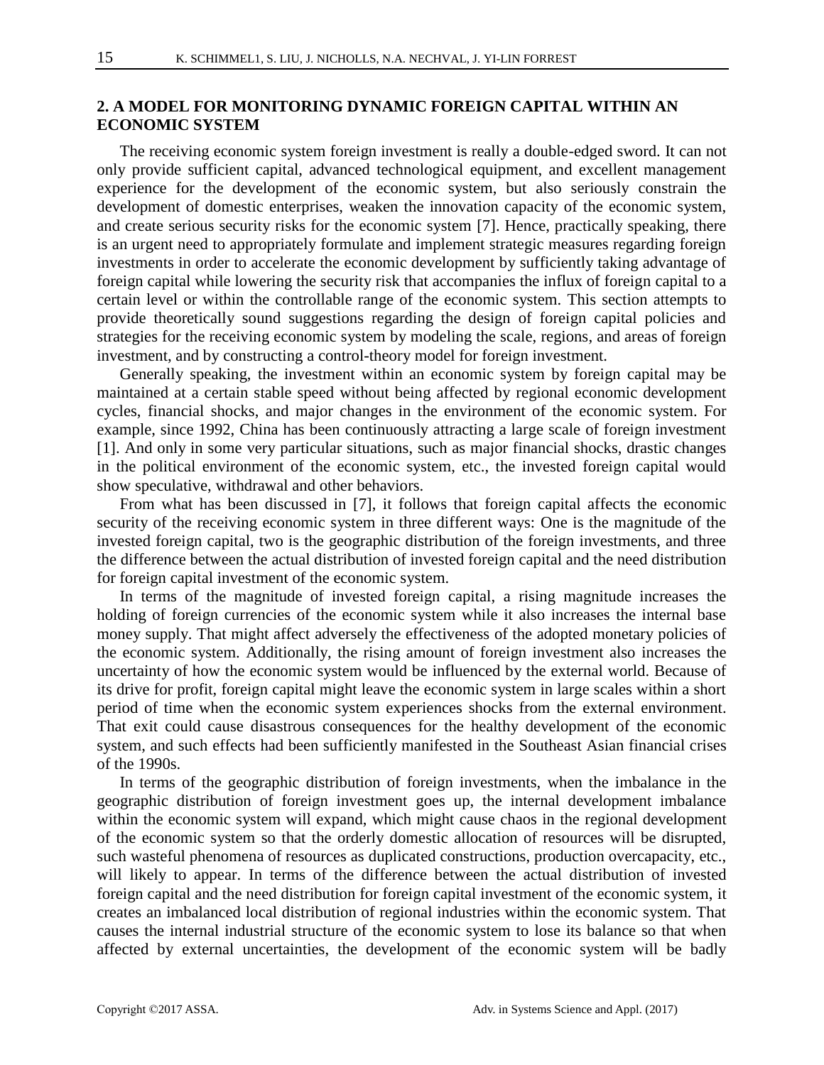## 2. A MODEL FOR MONITORING DYNAMIC FOREIGN CAPITAL WITHIN AN ECONOMIC SYSTEM

The receiving economic system foreign investment is really a double-edged sword. It can not only provide sufficient capital, advanced technological equipment, and excellent management experience for the development of the economic system, but also seriously constrain the development of domestic enterprises, weaken the innovation capacity of the economic system, and create serious security risks for the economic system [7]. Hence, practically speaking, there is an urgent need to appropriately formulate and implement strategic measures regarding foreign investments in order to accelerate the economic development by sufficiently taking advantage of foreign capital while lowering the security risk that accompanies the influx of foreign capital to a certain level or within the controllable range of the economic system. This section attempts to provide theoretically sound suggestions regarding the design of foreign capital policies and strategies for the receiving economic system by modeling the scale, regions, and areas of foreign investment, and by constructing a control-theory model for foreign investment.

Generally speaking, the investment within an economic system by foreign capital may be maintained at a certain stable speed without being affected by regional economic development cycles, financial shocks, and major changes in the environment of the economic system. For example, since 1992, China has been continuously attracting a large scale of foreign investment [1]. And only in some very particular situations, such as major financial shocks, drastic changes in the political environment of the economic system, etc., the invested foreign capital would show speculative, withdrawal and other behaviors.

From what has been discussed in [7], it follows that foreign capital affects the economic security of the receiving economic system in three different ways: One is the magnitude of the invested foreign capital, two is the geographic distribution of the foreign investments, and three the difference between the actual distribution of invested foreign capital and the need distribution for foreign capital investment of the economic system.

In terms of the magnitude of invested foreign capital, a rising magnitude increases the holding of foreign currencies of the economic system while it also increases the internal base money supply. That might affect adversely the effectiveness of the adopted monetary policies of the economic system. Additionally, the rising amount of foreign investment also increases the uncertainty of how the economic system would be influenced by the external world. Because of its drive for profit, foreign capital might leave the economic system in large scales within a short period of time when the economic system experiences shocks from the external environment. That exit could cause disastrous consequences for the healthy development of the economic system, and such effects had been sufficiently manifested in the Southeast Asian financial crises of the 1990s.

In terms of the geographic distribution of foreign investments, when the imbalance in the geographic distribution of foreign investment goes up, the internal development imbalance within the economic system will expand, which might cause chaos in the regional development of the economic system so that the orderly domestic allocation of resources will be disrupted, such wasteful phenomena of resources as duplicated constructions, production overcapacity, etc., will likely to appear. In terms of the difference between the actual distribution of invested foreign capital and the need distribution for foreign capital investment of the economic system, it creates an imbalanced local distribution of regional industries within the economic system. That causes the internal industrial structure of the economic system to lose its balance so that when affected by external uncertainties, the development of the economic system will be badly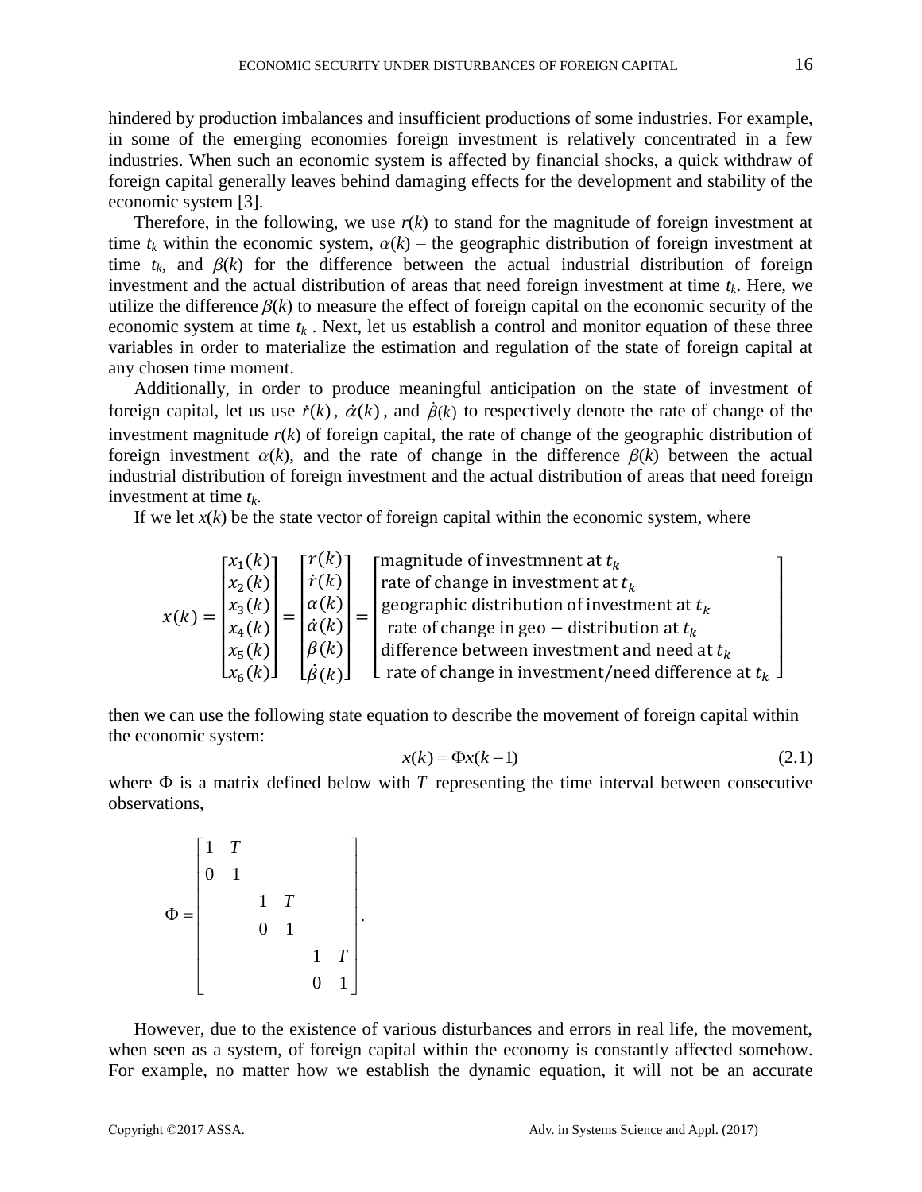hindered by production imbalances and insufficient productions of some industries. For example, in some of the emerging economies foreign investment is relatively concentrated in a few industries. When such an economic system is affected by financial shocks, a quick withdraw of foreign capital generally leaves behind damaging effects for the development and stability of the economic system [3].

Therefore, in the following, we use $r(k)$ to stand for the magnitude of foreign investment at time $t_k$ within the economic system, $\alpha(k)$ – the geographic distribution of foreign investment at time $t_k$, and $\beta(k)$ for the difference between the actual industrial distribution of foreign investment and the actual distribution of areas that need foreign investment at time $t_k$. Here, we utilize the difference $\beta(k)$ to measure the effect of foreign capital on the economic security of the economic system at time $t_k$ . Next, let us establish a control and monitor equation of these three variables in order to materialize the estimation and regulation of the state of foreign capital at any chosen time moment.

Additionally, in order to produce meaningful anticipation on the state of investment of foreign capital, let us use $\dot{r}(k)$, $\dot{\alpha}(k)$, and $\dot{\beta}(k)$ to respectively denote the rate of change of the investment magnitude $r(k)$ of foreign capital, the rate of change of the geographic distribution of foreign investment $\alpha(k)$, and the rate of change in the difference $\beta(k)$ between the actual industrial distribution of foreign investment and the actual distribution of areas that need foreign investment at time $t_k$.

If we let $x(k)$ be the state vector of foreign capital within the economic system, where

$$x(k) = \begin{bmatrix} x_1(k) \\ x_2(k) \\ x_3(k) \\ x_4(k) \\ x_5(k) \\ x_6(k) \end{bmatrix} = \begin{bmatrix} r(k) \\ \dot{r}(k) \\ \alpha(k) \\ \dot{\alpha}(k) \\ \beta(k) \\ \dot{\beta}(k) \end{bmatrix} = \begin{bmatrix} \text{magnitude of investmnent at } t_k \\ \text{rate of change in investment at } t_k \\ \text{geographic distribution of investment at } t_k \\ \text{rate of change in geo} - \text{distribution at } t_k \\ \text{difference between investment and need at } t_k \\ \text{rate of change in investment/need difference at } t_k \end{bmatrix}$$

then we can use the following state equation to describe the movement of foreign capital within the economic system:

$$x(k) = \Phi x(k-1) \tag{2.1}$$

where $\Phi$ is a matrix defined below with $T$ representing the time interval between consecutive observations,

$$\Phi = \begin{bmatrix} 1 & T & & & & \\ 0 & 1 & & & & \\ & & 1 & T & & \\ & & 0 & 1 & & \\ & & & & 1 & T \\ & & & & 0 & 1 \end{bmatrix}.$$

However, due to the existence of various disturbances and errors in real life, the movement, when seen as a system, of foreign capital within the economy is constantly affected somehow. For example, no matter how we establish the dynamic equation, it will not be an accurate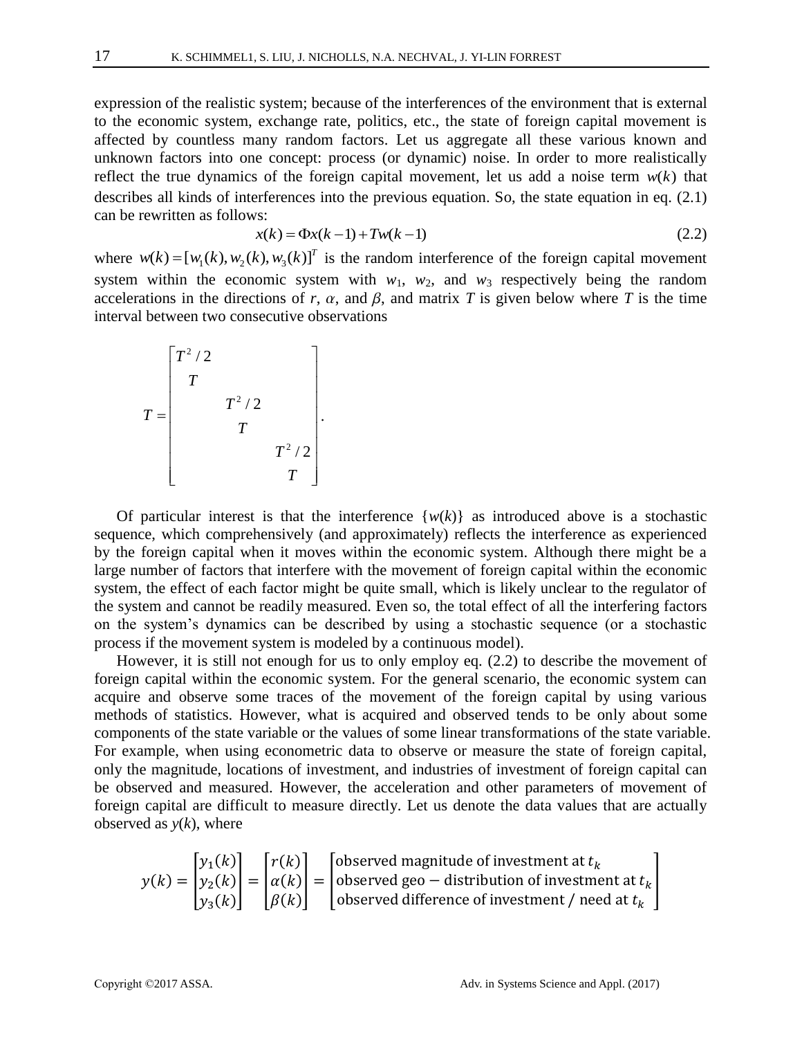expression of the realistic system; because of the interferences of the environment that is external to the economic system, exchange rate, politics, etc., the state of foreign capital movement is affected by countless many random factors. Let us aggregate all these various known and unknown factors into one concept: process (or dynamic) noise. In order to more realistically reflect the true dynamics of the foreign capital movement, let us add a noise term $w(k)$ that describes all kinds of interferences into the previous equation. So, the state equation in eq. (2.1) can be rewritten as follows:

$$x(k) = \Phi x(k-1) + Tw(k-1) \tag{2.2}$$

where $w(k) = [w_1(k), w_2(k), w_3(k)]^T$ is the random interference of the foreign capital movement system within the economic system with $w_1$, $w_2$, and $w_3$ respectively being the random accelerations in the directions of $r$, $\alpha$, and $\beta$, and matrix $T$ is given below where $T$ is the time interval between two consecutive observations

$$T = \begin{bmatrix} T^2/2 & & \\ T & & \\ & T^2/2 & \\ & T & \\ & & T^2/2 \\ & & T \end{bmatrix}.$$

Of particular interest is that the interference $\{w(k)\}$ as introduced above is a stochastic sequence, which comprehensively (and approximately) reflects the interference as experienced by the foreign capital when it moves within the economic system. Although there might be a large number of factors that interfere with the movement of foreign capital within the economic system, the effect of each factor might be quite small, which is likely unclear to the regulator of the system and cannot be readily measured. Even so, the total effect of all the interfering factors on the system's dynamics can be described by using a stochastic sequence (or a stochastic process if the movement system is modeled by a continuous model).

However, it is still not enough for us to only employ eq. (2.2) to describe the movement of foreign capital within the economic system. For the general scenario, the economic system can acquire and observe some traces of the movement of the foreign capital by using various methods of statistics. However, what is acquired and observed tends to be only about some components of the state variable or the values of some linear transformations of the state variable. For example, when using econometric data to observe or measure the state of foreign capital, only the magnitude, locations of investment, and industries of investment of foreign capital can be observed and measured. However, the acceleration and other parameters of movement of foreign capital are difficult to measure directly. Let us denote the data values that are actually observed as $y(k)$, where

$$y(k) = \begin{bmatrix} y_1(k) \\ y_2(k) \\ y_3(k) \end{bmatrix} = \begin{bmatrix} r(k) \\ \alpha(k) \\ \beta(k) \end{bmatrix} = \begin{bmatrix} \text{observed magnitude of investment at } t_k \\ \text{observed geo} - \text{distribution of investment at } t_k \\ \text{observed difference of investment / need at } t_k \end{bmatrix}$$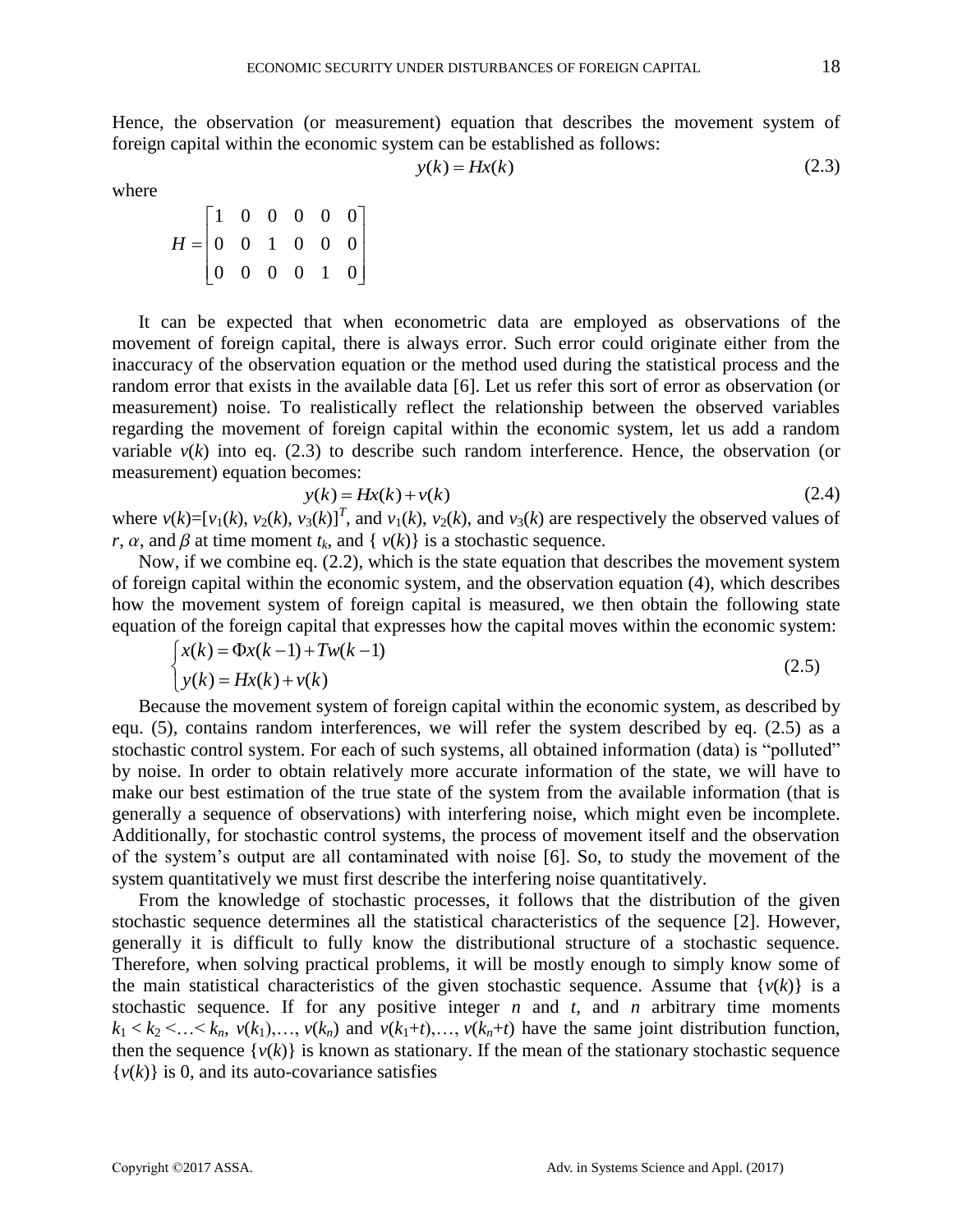Hence, the observation (or measurement) equation that describes the movement system of foreign capital within the economic system can be established as follows:

$$y(k) = Hx(k) \tag{2.3}$$

where

$$H = \begin{bmatrix} 1 & 0 & 0 & 0 & 0 & 0 \\ 0 & 0 & 1 & 0 & 0 & 0 \\ 0 & 0 & 0 & 0 & 1 & 0 \end{bmatrix}$$

It can be expected that when econometric data are employed as observations of the movement of foreign capital, there is always error. Such error could originate either from the inaccuracy of the observation equation or the method used during the statistical process and the random error that exists in the available data [6]. Let us refer this sort of error as observation (or measurement) noise. To realistically reflect the relationship between the observed variables regarding the movement of foreign capital within the economic system, let us add a random variable $v(k)$ into eq. (2.3) to describe such random interference. Hence, the observation (or measurement) equation becomes:

$$y(k) = Hx(k) + v(k) \tag{2.4}$$

where $v(k)=[v_1(k), v_2(k), v_3(k)]^T$, and $v_1(k)$, $v_2(k)$, and $v_3(k)$ are respectively the observed values of $r$, $\alpha$, and $\beta$ at time moment $t_k$, and $\{ v(k)\}$ is a stochastic sequence.

Now, if we combine eq. (2.2), which is the state equation that describes the movement system of foreign capital within the economic system, and the observation equation (4), which describes how the movement system of foreign capital is measured, we then obtain the following state equation of the foreign capital that expresses how the capital moves within the economic system:

$$\begin{cases} x(k) = \Phi x(k-1) + Tw(k-1) \\ y(k) = Hx(k) + v(k) \end{cases} \tag{2.5}$$

Because the movement system of foreign capital within the economic system, as described by equ. (5), contains random interferences, we will refer the system described by eq. (2.5) as a stochastic control system. For each of such systems, all obtained information (data) is "polluted" by noise. In order to obtain relatively more accurate information of the state, we will have to make our best estimation of the true state of the system from the available information (that is generally a sequence of observations) with interfering noise, which might even be incomplete. Additionally, for stochastic control systems, the process of movement itself and the observation of the system's output are all contaminated with noise [6]. So, to study the movement of the system quantitatively we must first describe the interfering noise quantitatively.

From the knowledge of stochastic processes, it follows that the distribution of the given stochastic sequence determines all the statistical characteristics of the sequence [2]. However, generally it is difficult to fully know the distributional structure of a stochastic sequence. Therefore, when solving practical problems, it will be mostly enough to simply know some of the main statistical characteristics of the given stochastic sequence. Assume that $\{v(k)\}$ is a stochastic sequence. If for any positive integer $n$ and $t$, and $n$ arbitrary time moments $k_1 < k_2 < \ldots < k_n$, $v(k_1), \ldots, v(k_n)$ and $v(k_1+t), \ldots, v(k_n+t)$ have the same joint distribution function, then the sequence $\{v(k)\}$ is known as stationary. If the mean of the stationary stochastic sequence $\{v(k)\}$ is 0, and its auto-covariance satisfies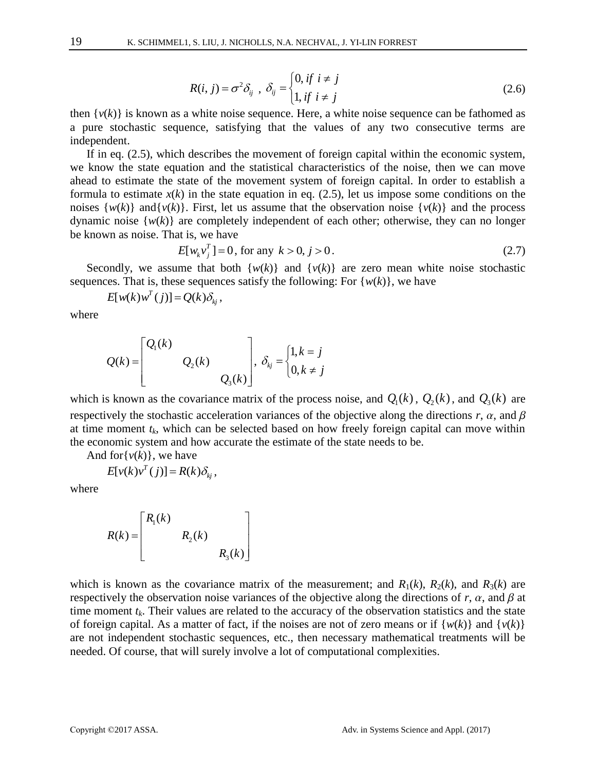$$R(i,j) = \sigma^2 \delta_{ij} \ , \ \delta_{ij} = \begin{cases} 0, if \ i \neq j \\ 1, if \ i \neq j \end{cases} \tag{2.6}$$

then $\{v(k)\}$ is known as a white noise sequence. Here, a white noise sequence can be fathomed as a pure stochastic sequence, satisfying that the values of any two consecutive terms are independent.

If in eq. (2.5), which describes the movement of foreign capital within the economic system, we know the state equation and the statistical characteristics of the noise, then we can move ahead to estimate the state of the movement system of foreign capital. In order to establish a formula to estimate $x(k)$ in the state equation in eq. (2.5), let us impose some conditions on the noises $\{w(k)\}$ and$\{v(k)\}$. First, let us assume that the observation noise $\{v(k)\}$ and the process dynamic noise $\{w(k)\}$ are completely independent of each other; otherwise, they can no longer be known as noise. That is, we have

$$E[w_k v_j^T] = 0 \text{, for any } k > 0, j > 0 \text{.} \tag{2.7}$$

Secondly, we assume that both $\{w(k)\}$ and $\{v(k)\}$ are zero mean white noise stochastic sequences. That is, these sequences satisfy the following: For $\{w(k)\}$, we have

$$E[w(k)w^T(j)] = Q(k)\delta_{kj} \text{,}$$

where

$$Q(k) = \begin{bmatrix} Q_1(k) & & \\ & Q_2(k) & \\ & & Q_3(k) \end{bmatrix}, \ \delta_{kj} = \begin{cases} 1, k = j \\ 0, k \neq j \end{cases}$$

which is known as the covariance matrix of the process noise, and $Q_1(k)$, $Q_2(k)$, and $Q_3(k)$ are respectively the stochastic acceleration variances of the objective along the directions $r$, $\alpha$, and $\beta$ at time moment $t_k$, which can be selected based on how freely foreign capital can move within the economic system and how accurate the estimate of the state needs to be.

And for$\{v(k)\}$, we have

$$E[v(k)v^T(j)] = R(k)\delta_{kj} \text{,}$$

where

$$R(k) = \begin{bmatrix} R_1(k) & & \\ & R_2(k) & \\ & & R_3(k) \end{bmatrix}$$

which is known as the covariance matrix of the measurement; and $R_1(k)$, $R_2(k)$, and $R_3(k)$ are respectively the observation noise variances of the objective along the directions of $r$, $\alpha$, and $\beta$ at time moment $t_k$. Their values are related to the accuracy of the observation statistics and the state of foreign capital. As a matter of fact, if the noises are not of zero means or if $\{w(k)\}$ and $\{v(k)\}$ are not independent stochastic sequences, etc., then necessary mathematical treatments will be needed. Of course, that will surely involve a lot of computational complexities.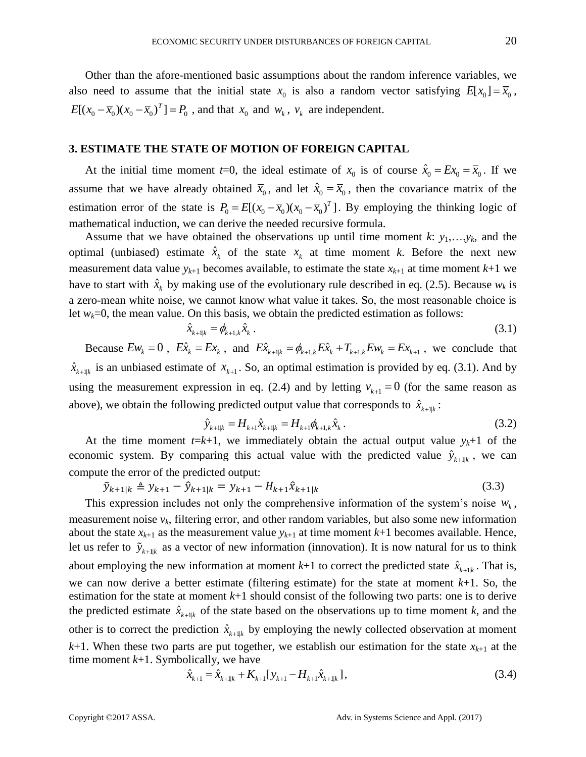Other than the afore-mentioned basic assumptions about the random inference variables, we also need to assume that the initial state $x_0$ is also a random vector satisfying $E[x_0] = \overline{x}_0$, $E[(x_0 - \overline{x}_0)(x_0 - \overline{x}_0)^T] = P_0$, and that $x_0$ and $w_k$, $v_k$ are independent.

## 3. ESTIMATE THE STATE OF MOTION OF FOREIGN CAPITAL

At the initial time moment $t$=0, the ideal estimate of $x_0$ is of course $\hat{x}_0 = Ex_0 = \overline{x}_0$. If we assume that we have already obtained $\overline{x}_0$, and let $\hat{x}_0 = \overline{x}_0$, then the covariance matrix of the estimation error of the state is $P_0 = E[(x_0 - \overline{x}_0)(x_0 - \overline{x}_0)^T]$. By employing the thinking logic of mathematical induction, we can derive the needed recursive formula.

Assume that we have obtained the observations up until time moment $k$: $y_1,\ldots,y_k$, and the optimal (unbiased) estimate $\hat{x}_k$ of the state $x_k$ at time moment $k$. Before the next new measurement data value $y_{k+1}$ becomes available, to estimate the state $x_{k+1}$ at time moment $k$+1 we have to start with $\hat{x}_k$ by making use of the evolutionary rule described in eq. (2.5). Because $w_k$ is a zero-mean white noise, we cannot know what value it takes. So, the most reasonable choice is let $w_k$=0, the mean value. On this basis, we obtain the predicted estimation as follows:

$$\hat{x}_{k+1|k} = \phi_{k+1,k}\hat{x}_k \,. \tag{3.1}$$

Because $Ew_k = 0$, $E\hat{x}_k = Ex_k$, and $E\hat{x}_{k+1|k} = \phi_{k+1,k}E\hat{x}_k + T_{k+1,k}Ew_k = Ex_{k+1}$, we conclude that $\hat{x}_{k+1|k}$ is an unbiased estimate of $x_{k+1}$. So, an optimal estimation is provided by eq. (3.1). And by using the measurement expression in eq. (2.4) and by letting $v_{k+1} = 0$ (for the same reason as above), we obtain the following predicted output value that corresponds to $\hat{x}_{k+1|k}$:

$$\hat{y}_{k+1|k} = H_{k+1}\hat{x}_{k+1|k} = H_{k+1}\phi_{k+1,k}\hat{x}_k \,. \tag{3.2}$$

At the time moment $t$=$k$+1, we immediately obtain the actual output value $y_k$+1 of the economic system. By comparing this actual value with the predicted value $\hat{y}_{k+1|k}$, we can compute the error of the predicted output:

$$\tilde{y}_{k+1|k} \triangleq y_{k+1} - \hat{y}_{k+1|k} = y_{k+1} - H_{k+1}\hat{x}_{k+1|k} \tag{3.3}$$

This expression includes not only the comprehensive information of the system's noise $w_k$, measurement noise $v_k$, filtering error, and other random variables, but also some new information about the state $x_{k+1}$ as the measurement value $y_{k+1}$ at time moment $k$+1 becomes available. Hence, let us refer to $\tilde{y}_{k+1|k}$ as a vector of new information (innovation). It is now natural for us to think about employing the new information at moment $k$+1 to correct the predicted state $\hat{x}_{k+1|k}$. That is, we can now derive a better estimate (filtering estimate) for the state at moment $k$+1. So, the estimation for the state at moment $k$+1 should consist of the following two parts: one is to derive the predicted estimate $\hat{x}_{k+1|k}$ of the state based on the observations up to time moment $k$, and the other is to correct the prediction $\hat{x}_{k+1|k}$ by employing the newly collected observation at moment $k$+1. When these two parts are put together, we establish our estimation for the state $x_{k+1}$ at the time moment $k$+1. Symbolically, we have

$$\hat{x}_{k+1} = \hat{x}_{k+1|k} + K_{k+1}[y_{k+1} - H_{k+1}\hat{x}_{k+1|k}], \tag{3.4}$$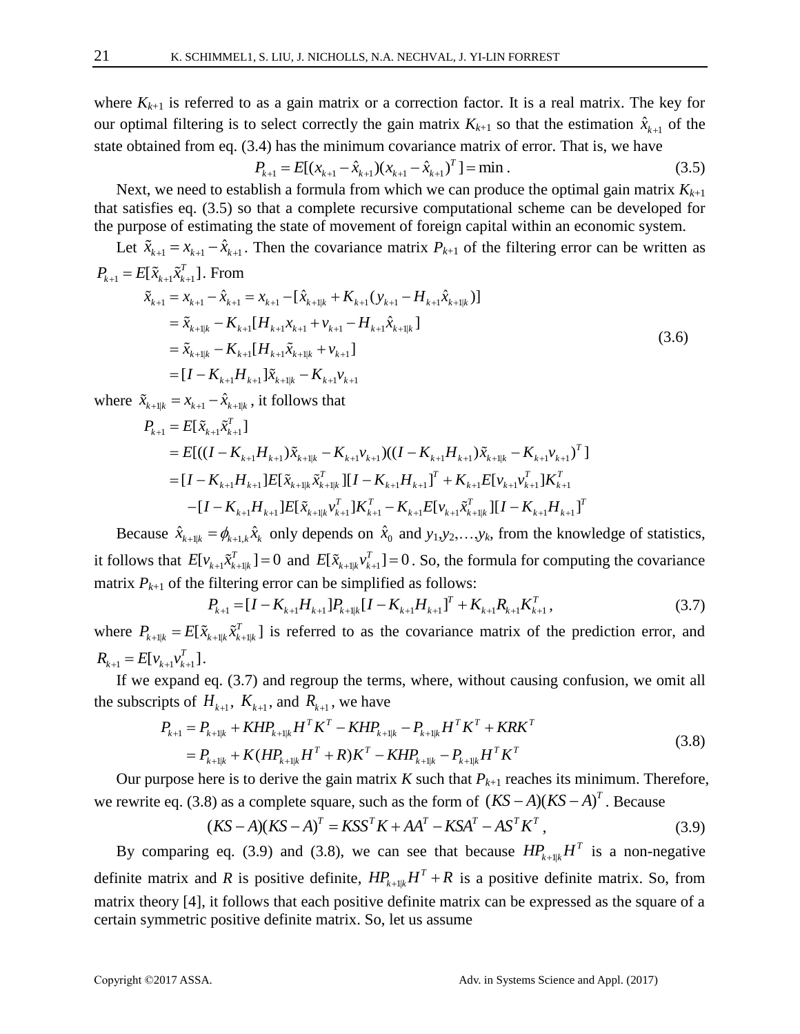where $K_{k+1}$ is referred to as a gain matrix or a correction factor. It is a real matrix. The key for our optimal filtering is to select correctly the gain matrix $K_{k+1}$ so that the estimation $\hat{x}_{k+1}$ of the state obtained from eq. (3.4) has the minimum covariance matrix of error. That is, we have

$$P_{k+1} = E[(x_{k+1} - \hat{x}_{k+1})(x_{k+1} - \hat{x}_{k+1})^T] = \min . \tag{3.5}$$

Next, we need to establish a formula from which we can produce the optimal gain matrix $K_{k+1}$ that satisfies eq. (3.5) so that a complete recursive computational scheme can be developed for the purpose of estimating the state of movement of foreign capital within an economic system.

Let $\tilde{x}_{k+1} = x_{k+1} - \hat{x}_{k+1}$. Then the covariance matrix $P_{k+1}$ of the filtering error can be written as $P_{k+1} = E[\tilde{x}_{k+1}\tilde{x}_{k+1}^T]$. From

$$\begin{aligned}
\tilde{x}_{k+1} &= x_{k+1} - \hat{x}_{k+1} = x_{k+1} - [\hat{x}_{k+1|k} + K_{k+1}(y_{k+1} - H_{k+1}\hat{x}_{k+1|k})] \\
&= \tilde{x}_{k+1|k} - K_{k+1}[H_{k+1}x_{k+1} + v_{k+1} - H_{k+1}\hat{x}_{k+1|k}] \\
&= \tilde{x}_{k+1|k} - K_{k+1}[H_{k+1}\tilde{x}_{k+1|k} + v_{k+1}] \\
&= [I - K_{k+1}H_{k+1}]\tilde{x}_{k+1|k} - K_{k+1}v_{k+1}
\end{aligned} \tag{3.6}$$

where $\tilde{x}_{k+1|k} = x_{k+1} - \hat{x}_{k+1|k}$, it follows that

$$\begin{aligned}
P_{k+1} &= E[\tilde{x}_{k+1}\tilde{x}_{k+1}^T] \\
&= E[((I - K_{k+1}H_{k+1})\tilde{x}_{k+1|k} - K_{k+1}v_{k+1})((I - K_{k+1}H_{k+1})\tilde{x}_{k+1|k} - K_{k+1}v_{k+1})^T] \\
&= [I - K_{k+1}H_{k+1}]E[\tilde{x}_{k+1|k}\tilde{x}_{k+1|k}^T][I - K_{k+1}H_{k+1}]^T + K_{k+1}E[v_{k+1}v_{k+1}^T]K_{k+1}^T \\
&\quad - [I - K_{k+1}H_{k+1}]E[\tilde{x}_{k+1|k}v_{k+1}^T]K_{k+1}^T - K_{k+1}E[v_{k+1}\tilde{x}_{k+1|k}^T][I - K_{k+1}H_{k+1}]^T
\end{aligned}$$

Because $\hat{x}_{k+1|k} = \phi_{k+1,k}\hat{x}_k$ only depends on $\hat{x}_0$ and $y_1, y_2, \ldots, y_k$, from the knowledge of statistics, it follows that $E[v_{k+1}\tilde{x}_{k+1|k}^T] = 0$ and $E[\tilde{x}_{k+1|k}v_{k+1}^T] = 0$. So, the formula for computing the covariance matrix $P_{k+1}$ of the filtering error can be simplified as follows:

$$P_{k+1} = [I - K_{k+1}H_{k+1}]P_{k+1|k}[I - K_{k+1}H_{k+1}]^T + K_{k+1}R_{k+1}K_{k+1}^T, \tag{3.7}$$

where $P_{k+1|k} = E[\tilde{x}_{k+1|k}\tilde{x}_{k+1|k}^T]$ is referred to as the covariance matrix of the prediction error, and $R_{k+1} = E[v_{k+1}v_{k+1}^T]$.

If we expand eq. (3.7) and regroup the terms, where, without causing confusion, we omit all the subscripts of $H_{k+1}$, $K_{k+1}$, and $R_{k+1}$, we have

$$\begin{aligned}
P_{k+1} &= P_{k+1|k} + KHP_{k+1|k}H^TK^T - KHP_{k+1|k} - P_{k+1|k}H^TK^T + KRK^T \\
&= P_{k+1|k} + K(HP_{k+1|k}H^T + R)K^T - KHP_{k+1|k} - P_{k+1|k}H^TK^T
\end{aligned} \tag{3.8}$$

Our purpose here is to derive the gain matrix $K$ such that $P_{k+1}$ reaches its minimum. Therefore, we rewrite eq. (3.8) as a complete square, such as the form of $(KS - A)(KS - A)^T$. Because

$$(KS - A)(KS - A)^T = KSS^TK + AA^T - KSA^T - AS^TK^T, \tag{3.9}$$

By comparing eq. (3.9) and (3.8), we can see that because $HP_{k+1|k}H^T$ is a non-negative definite matrix and $R$ is positive definite, $HP_{k+1|k}H^T + R$ is a positive definite matrix. So, from matrix theory [4], it follows that each positive definite matrix can be expressed as the square of a certain symmetric positive definite matrix. So, let us assume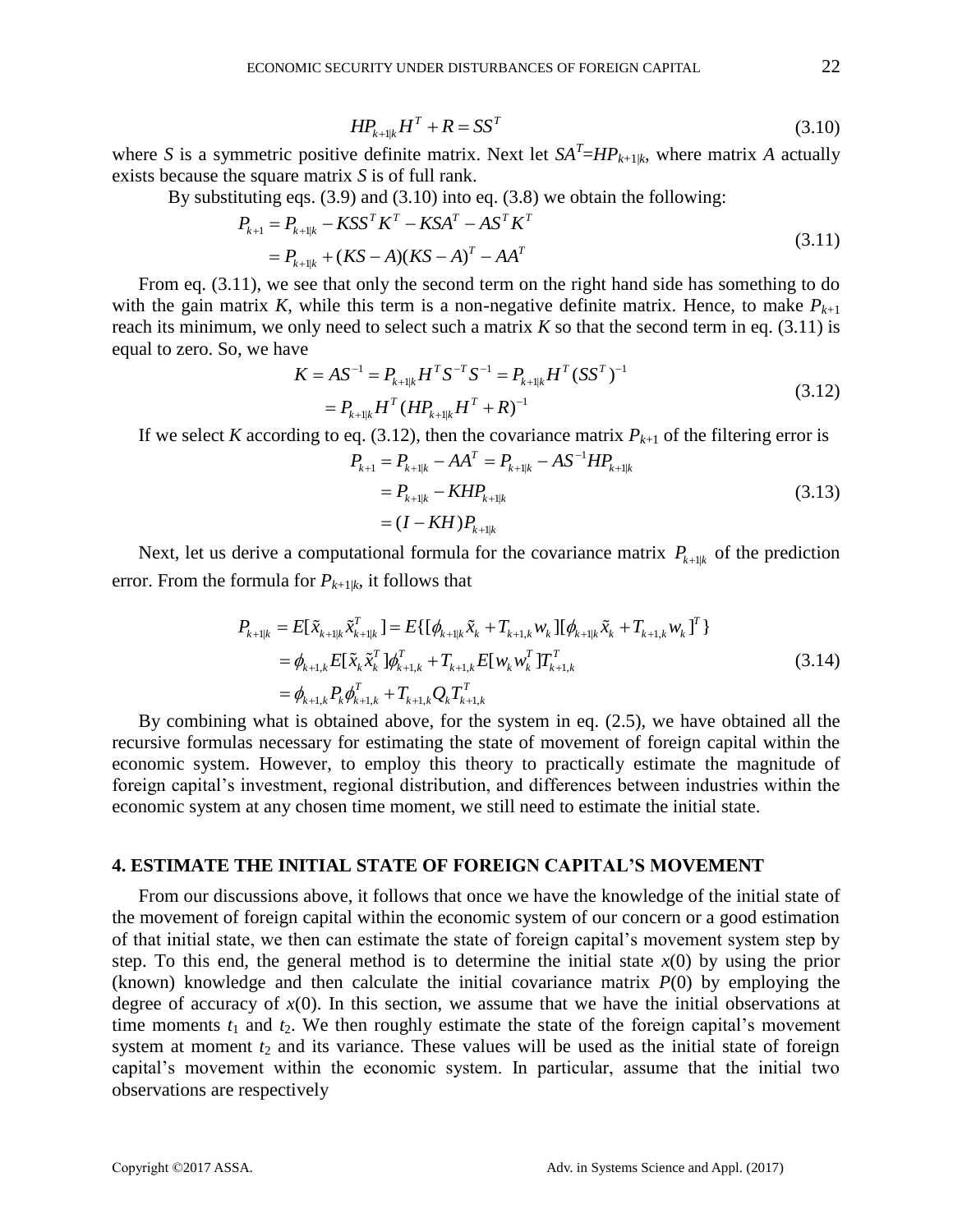$$HP_{k+1|k}H^T + R = SS^T \tag{3.10}$$

where $S$ is a symmetric positive definite matrix. Next let $SA^T = HP_{k+1|k}$, where matrix $A$ actually exists because the square matrix $S$ is of full rank.

By substituting eqs. (3.9) and (3.10) into eq. (3.8) we obtain the following:

$$\begin{aligned} P_{k+1} &= P_{k+1|k} - KSS^TK^T - KSA^T - AS^TK^T \\ &= P_{k+1|k} + (KS - A)(KS - A)^T - AA^T \end{aligned} \tag{3.11}$$

From eq. (3.11), we see that only the second term on the right hand side has something to do with the gain matrix $K$, while this term is a non-negative definite matrix. Hence, to make $P_{k+1}$ reach its minimum, we only need to select such a matrix $K$ so that the second term in eq. (3.11) is equal to zero. So, we have

$$\begin{aligned} K &= AS^{-1} = P_{k+1|k}H^TS^{-T}S^{-1} = P_{k+1|k}H^T(SS^T)^{-1} \\ &= P_{k+1|k}H^T(HP_{k+1|k}H^T + R)^{-1} \end{aligned} \tag{3.12}$$

If we select $K$ according to eq. (3.12), then the covariance matrix $P_{k+1}$ of the filtering error is

$$\begin{aligned} P_{k+1} &= P_{k+1|k} - AA^T = P_{k+1|k} - AS^{-1}HP_{k+1|k} \\ &= P_{k+1|k} - KHP_{k+1|k} \\ &= (I - KH)P_{k+1|k} \end{aligned} \tag{3.13}$$

Next, let us derive a computational formula for the covariance matrix $P_{k+1|k}$ of the prediction error. From the formula for $P_{k+1|k}$, it follows that

$$\begin{aligned} P_{k+1|k} &= E[\tilde{x}_{k+1|k}\tilde{x}_{k+1|k}^T] = E\{[\phi_{k+1|k}\tilde{x}_k + T_{k+1,k}w_k][\phi_{k+1|k}\tilde{x}_k + T_{k+1,k}w_k]^T\} \\ &= \phi_{k+1,k}E[\tilde{x}_k\tilde{x}_k^T]\phi_{k+1,k}^T + T_{k+1,k}E[w_kw_k^T]T_{k+1,k}^T \\ &= \phi_{k+1,k}P_k\phi_{k+1,k}^T + T_{k+1,k}Q_kT_{k+1,k}^T \end{aligned} \tag{3.14}$$

By combining what is obtained above, for the system in eq. (2.5), we have obtained all the recursive formulas necessary for estimating the state of movement of foreign capital within the economic system. However, to employ this theory to practically estimate the magnitude of foreign capital's investment, regional distribution, and differences between industries within the economic system at any chosen time moment, we still need to estimate the initial state.

## 4. ESTIMATE THE INITIAL STATE OF FOREIGN CAPITAL'S MOVEMENT

From our discussions above, it follows that once we have the knowledge of the initial state of the movement of foreign capital within the economic system of our concern or a good estimation of that initial state, we then can estimate the state of foreign capital's movement system step by step. To this end, the general method is to determine the initial state $x(0)$ by using the prior (known) knowledge and then calculate the initial covariance matrix $P(0)$ by employing the degree of accuracy of $x(0)$. In this section, we assume that we have the initial observations at time moments $t_1$ and $t_2$. We then roughly estimate the state of the foreign capital's movement system at moment $t_2$ and its variance. These values will be used as the initial state of foreign capital's movement within the economic system. In particular, assume that the initial two observations are respectively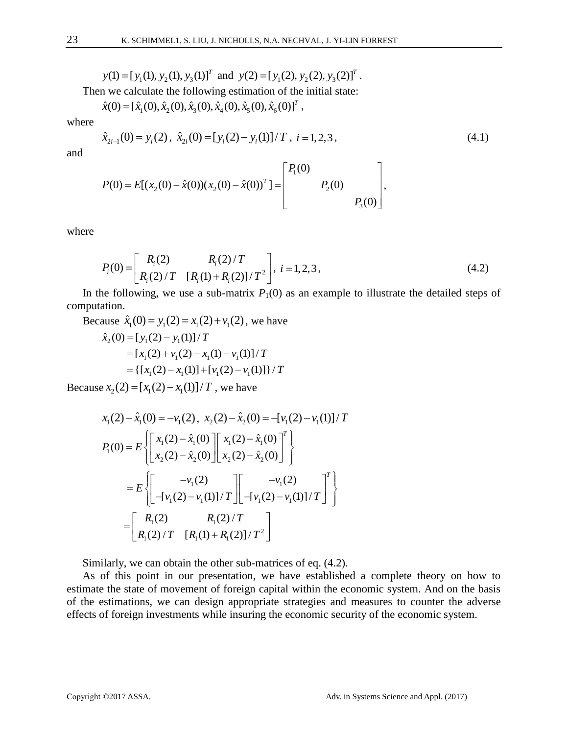$$y(1) = [y_1(1), y_2(1), y_3(1)]^T \text{ and } y(2) = [y_1(2), y_2(2), y_3(2)]^T .$$

Then we calculate the following estimation of the initial state:

$$\hat{x}(0) = [\hat{x}_1(0), \hat{x}_2(0), \hat{x}_3(0), \hat{x}_4(0), \hat{x}_5(0), \hat{x}_6(0)]^T ,$$

where

$$\hat{x}_{2i-1}(0) = y_i(2), \ \hat{x}_{2i}(0) = [y_i(2) - y_i(1)]/T, \ i = 1, 2, 3, \tag{4.1}$$

and

$$P(0) = E[(x_2(0) - \hat{x}(0))(x_2(0) - \hat{x}(0))^T] = \begin{bmatrix} P_1(0) & & \\ & P_2(0) & \\ & & P_3(0) \end{bmatrix},$$

where

$$P_i(0) = \begin{bmatrix} R_i(2) & R_i(2)/T \\ R_i(2)/T & [R_i(1) + R_i(2)]/T^2 \end{bmatrix}, \ i = 1, 2, 3, \tag{4.2}$$

In the following, we use a sub-matrix $P_1(0)$ as an example to illustrate the detailed steps of computation.

Because $\hat{x}_1(0) = y_1(2) = x_1(2) + v_1(2)$, we have

$$\begin{aligned}
\hat{x}_2(0) &= [y_1(2) - y_1(1)]/T \\
&= [x_1(2) + v_1(2) - x_1(1) - v_1(1)]/T \\
&= \{[x_1(2) - x_1(1)] + [v_1(2) - v_1(1)]\}/T
\end{aligned}$$

Because $x_2(2) = [x_1(2) - x_1(1)]/T$, we have

$$x_1(2) - \hat{x}_1(0) = -v_1(2), \ x_2(2) - \hat{x}_2(0) = -[v_1(2) - v_1(1)]/T$$

$$\begin{aligned}
P_1(0) &= E\left\{ \begin{bmatrix} x_1(2) - \hat{x}_1(0) \\ x_2(2) - \hat{x}_2(0) \end{bmatrix} \begin{bmatrix} x_1(2) - \hat{x}_1(0) \\ x_2(2) - \hat{x}_2(0) \end{bmatrix}^T \right\} \\
&= E\left\{ \begin{bmatrix} -v_1(2) \\ -[v_1(2) - v_1(1)]/T \end{bmatrix} \begin{bmatrix} -v_1(2) \\ -[v_1(2) - v_1(1)]/T \end{bmatrix}^T \right\} \\
&= \begin{bmatrix} R_1(2) & R_1(2)/T \\ R_1(2)/T & [R_1(1) + R_1(2)]/T^2 \end{bmatrix}
\end{aligned}$$

Similarly, we can obtain the other sub-matrices of eq. (4.2).

As of this point in our presentation, we have established a complete theory on how to estimate the state of movement of foreign capital within the economic system. And on the basis of the estimations, we can design appropriate strategies and measures to counter the adverse effects of foreign investments while insuring the economic security of the economic system.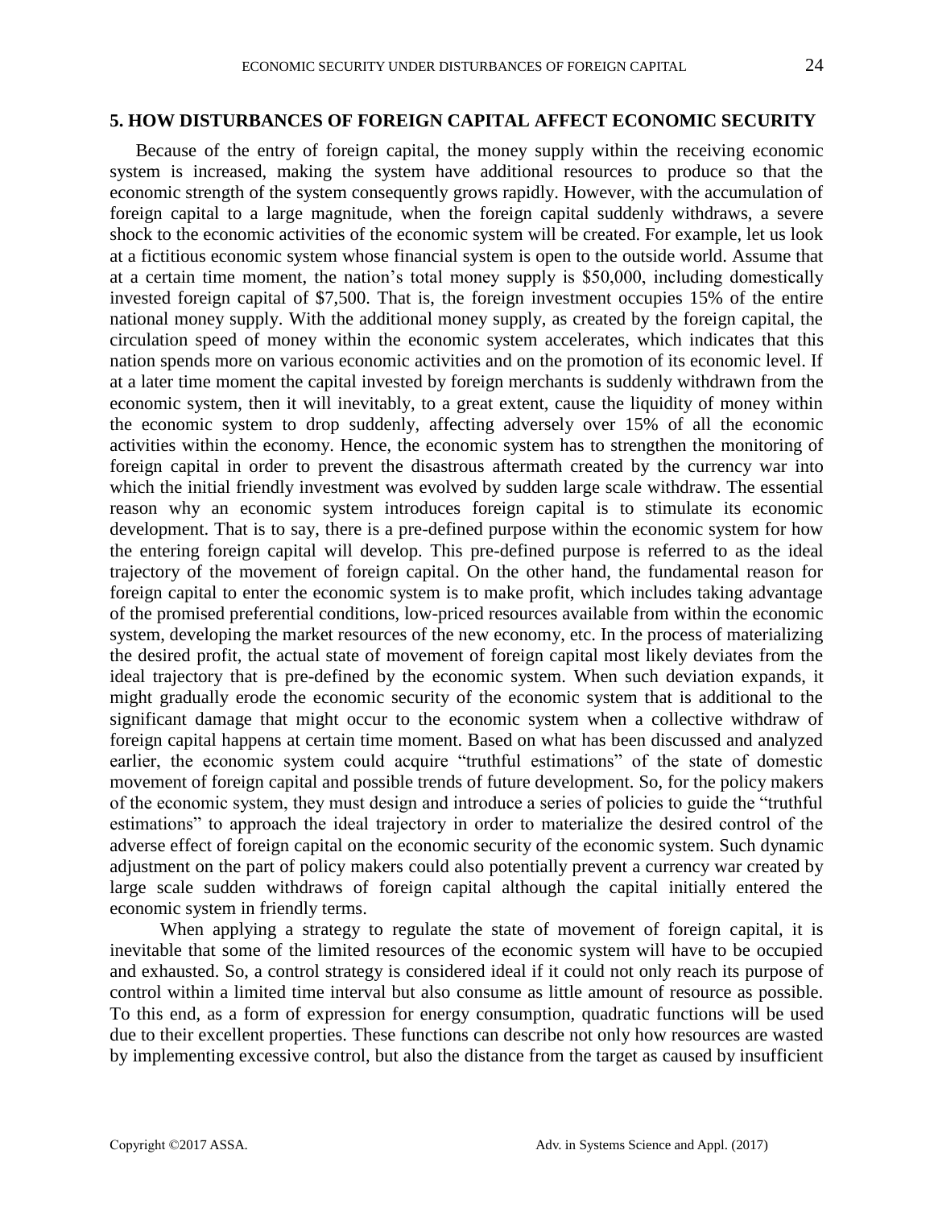## 5. HOW DISTURBANCES OF FOREIGN CAPITAL AFFECT ECONOMIC SECURITY

Because of the entry of foreign capital, the money supply within the receiving economic system is increased, making the system have additional resources to produce so that the economic strength of the system consequently grows rapidly. However, with the accumulation of foreign capital to a large magnitude, when the foreign capital suddenly withdraws, a severe shock to the economic activities of the economic system will be created. For example, let us look at a fictitious economic system whose financial system is open to the outside world. Assume that at a certain time moment, the nation's total money supply is \$50,000, including domestically invested foreign capital of \$7,500. That is, the foreign investment occupies 15% of the entire national money supply. With the additional money supply, as created by the foreign capital, the circulation speed of money within the economic system accelerates, which indicates that this nation spends more on various economic activities and on the promotion of its economic level. If at a later time moment the capital invested by foreign merchants is suddenly withdrawn from the economic system, then it will inevitably, to a great extent, cause the liquidity of money within the economic system to drop suddenly, affecting adversely over 15% of all the economic activities within the economy. Hence, the economic system has to strengthen the monitoring of foreign capital in order to prevent the disastrous aftermath created by the currency war into which the initial friendly investment was evolved by sudden large scale withdraw. The essential reason why an economic system introduces foreign capital is to stimulate its economic development. That is to say, there is a pre-defined purpose within the economic system for how the entering foreign capital will develop. This pre-defined purpose is referred to as the ideal trajectory of the movement of foreign capital. On the other hand, the fundamental reason for foreign capital to enter the economic system is to make profit, which includes taking advantage of the promised preferential conditions, low-priced resources available from within the economic system, developing the market resources of the new economy, etc. In the process of materializing the desired profit, the actual state of movement of foreign capital most likely deviates from the ideal trajectory that is pre-defined by the economic system. When such deviation expands, it might gradually erode the economic security of the economic system that is additional to the significant damage that might occur to the economic system when a collective withdraw of foreign capital happens at certain time moment. Based on what has been discussed and analyzed earlier, the economic system could acquire "truthful estimations" of the state of domestic movement of foreign capital and possible trends of future development. So, for the policy makers of the economic system, they must design and introduce a series of policies to guide the "truthful estimations" to approach the ideal trajectory in order to materialize the desired control of the adverse effect of foreign capital on the economic security of the economic system. Such dynamic adjustment on the part of policy makers could also potentially prevent a currency war created by large scale sudden withdraws of foreign capital although the capital initially entered the economic system in friendly terms.

When applying a strategy to regulate the state of movement of foreign capital, it is inevitable that some of the limited resources of the economic system will have to be occupied and exhausted. So, a control strategy is considered ideal if it could not only reach its purpose of control within a limited time interval but also consume as little amount of resource as possible. To this end, as a form of expression for energy consumption, quadratic functions will be used due to their excellent properties. These functions can describe not only how resources are wasted by implementing excessive control, but also the distance from the target as caused by insufficient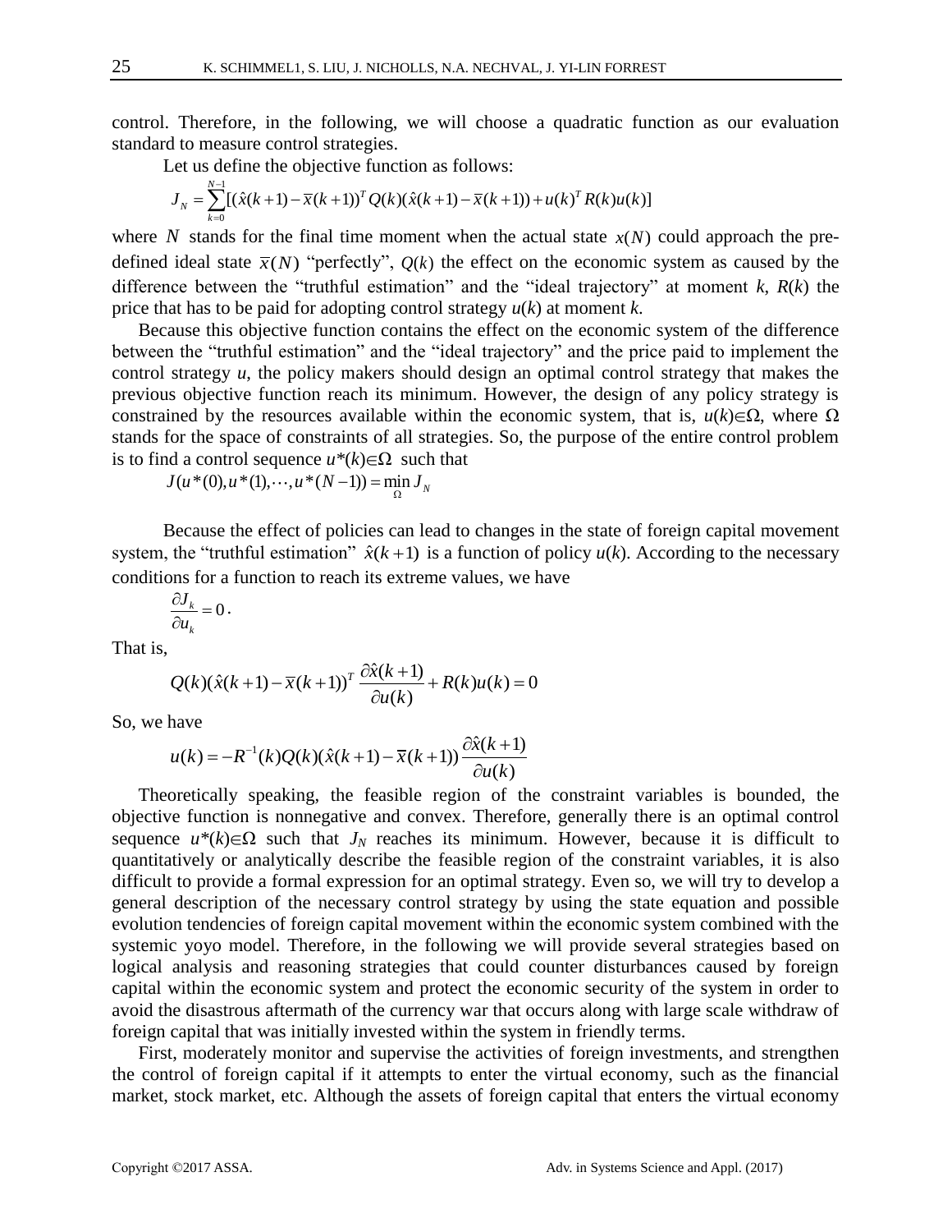control. Therefore, in the following, we will choose a quadratic function as our evaluation standard to measure control strategies.

Let us define the objective function as follows:

$$J_N = \sum_{k=0}^{N-1}[(\hat{x}(k+1) - \overline{x}(k+1))^T Q(k)(\hat{x}(k+1) - \overline{x}(k+1)) + u(k)^T R(k)u(k)]$$

where $N$ stands for the final time moment when the actual state $x(N)$ could approach the pre-defined ideal state $\overline{x}(N)$ "perfectly", $Q(k)$ the effect on the economic system as caused by the difference between the "truthful estimation" and the "ideal trajectory" at moment $k$, $R(k)$ the price that has to be paid for adopting control strategy $u(k)$ at moment $k$.

Because this objective function contains the effect on the economic system of the difference between the "truthful estimation" and the "ideal trajectory" and the price paid to implement the control strategy $u$, the policy makers should design an optimal control strategy that makes the previous objective function reach its minimum. However, the design of any policy strategy is constrained by the resources available within the economic system, that is, $u(k)\in\Omega$, where $\Omega$ stands for the space of constraints of all strategies. So, the purpose of the entire control problem is to find a control sequence $u^*(k)\in\Omega$ such that

$$J(u^*(0), u^*(1), \cdots, u^*(N-1)) = \min_{\Omega} J_N$$

Because the effect of policies can lead to changes in the state of foreign capital movement system, the "truthful estimation" $\hat{x}(k+1)$ is a function of policy $u(k)$. According to the necessary conditions for a function to reach its extreme values, we have

$$\frac{\partial J_k}{\partial u_k} = 0 .$$

That is,

$$Q(k)(\hat{x}(k+1) - \overline{x}(k+1))^T \frac{\partial \hat{x}(k+1)}{\partial u(k)} + R(k)u(k) = 0$$

So, we have

$$u(k) = -R^{-1}(k)Q(k)(\hat{x}(k+1) - \overline{x}(k+1))\frac{\partial \hat{x}(k+1)}{\partial u(k)}$$

Theoretically speaking, the feasible region of the constraint variables is bounded, the objective function is nonnegative and convex. Therefore, generally there is an optimal control sequence $u^*(k)\in\Omega$ such that $J_N$ reaches its minimum. However, because it is difficult to quantitatively or analytically describe the feasible region of the constraint variables, it is also difficult to provide a formal expression for an optimal strategy. Even so, we will try to develop a general description of the necessary control strategy by using the state equation and possible evolution tendencies of foreign capital movement within the economic system combined with the systemic yoyo model. Therefore, in the following we will provide several strategies based on logical analysis and reasoning strategies that could counter disturbances caused by foreign capital within the economic system and protect the economic security of the system in order to avoid the disastrous aftermath of the currency war that occurs along with large scale withdraw of foreign capital that was initially invested within the system in friendly terms.

First, moderately monitor and supervise the activities of foreign investments, and strengthen the control of foreign capital if it attempts to enter the virtual economy, such as the financial market, stock market, etc. Although the assets of foreign capital that enters the virtual economy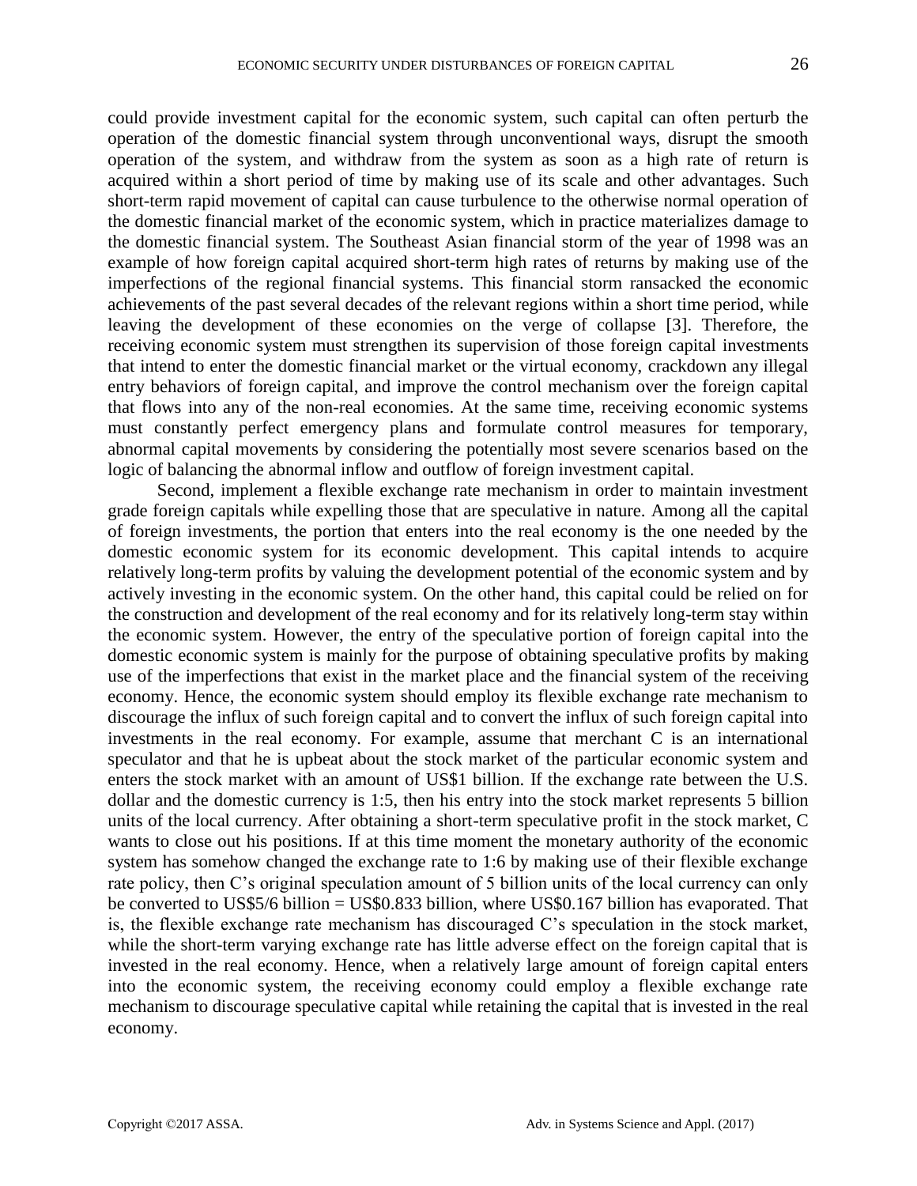could provide investment capital for the economic system, such capital can often perturb the operation of the domestic financial system through unconventional ways, disrupt the smooth operation of the system, and withdraw from the system as soon as a high rate of return is acquired within a short period of time by making use of its scale and other advantages. Such short-term rapid movement of capital can cause turbulence to the otherwise normal operation of the domestic financial market of the economic system, which in practice materializes damage to the domestic financial system. The Southeast Asian financial storm of the year of 1998 was an example of how foreign capital acquired short-term high rates of returns by making use of the imperfections of the regional financial systems. This financial storm ransacked the economic achievements of the past several decades of the relevant regions within a short time period, while leaving the development of these economies on the verge of collapse [3]. Therefore, the receiving economic system must strengthen its supervision of those foreign capital investments that intend to enter the domestic financial market or the virtual economy, crackdown any illegal entry behaviors of foreign capital, and improve the control mechanism over the foreign capital that flows into any of the non-real economies. At the same time, receiving economic systems must constantly perfect emergency plans and formulate control measures for temporary, abnormal capital movements by considering the potentially most severe scenarios based on the logic of balancing the abnormal inflow and outflow of foreign investment capital.

Second, implement a flexible exchange rate mechanism in order to maintain investment grade foreign capitals while expelling those that are speculative in nature. Among all the capital of foreign investments, the portion that enters into the real economy is the one needed by the domestic economic system for its economic development. This capital intends to acquire relatively long-term profits by valuing the development potential of the economic system and by actively investing in the economic system. On the other hand, this capital could be relied on for the construction and development of the real economy and for its relatively long-term stay within the economic system. However, the entry of the speculative portion of foreign capital into the domestic economic system is mainly for the purpose of obtaining speculative profits by making use of the imperfections that exist in the market place and the financial system of the receiving economy. Hence, the economic system should employ its flexible exchange rate mechanism to discourage the influx of such foreign capital and to convert the influx of such foreign capital into investments in the real economy. For example, assume that merchant C is an international speculator and that he is upbeat about the stock market of the particular economic system and enters the stock market with an amount of US$1 billion. If the exchange rate between the U.S. dollar and the domestic currency is 1:5, then his entry into the stock market represents 5 billion units of the local currency. After obtaining a short-term speculative profit in the stock market, C wants to close out his positions. If at this time moment the monetary authority of the economic system has somehow changed the exchange rate to 1:6 by making use of their flexible exchange rate policy, then C's original speculation amount of 5 billion units of the local currency can only be converted to US$5/6 billion = US$0.833 billion, where US$0.167 billion has evaporated. That is, the flexible exchange rate mechanism has discouraged C's speculation in the stock market, while the short-term varying exchange rate has little adverse effect on the foreign capital that is invested in the real economy. Hence, when a relatively large amount of foreign capital enters into the economic system, the receiving economy could employ a flexible exchange rate mechanism to discourage speculative capital while retaining the capital that is invested in the real economy.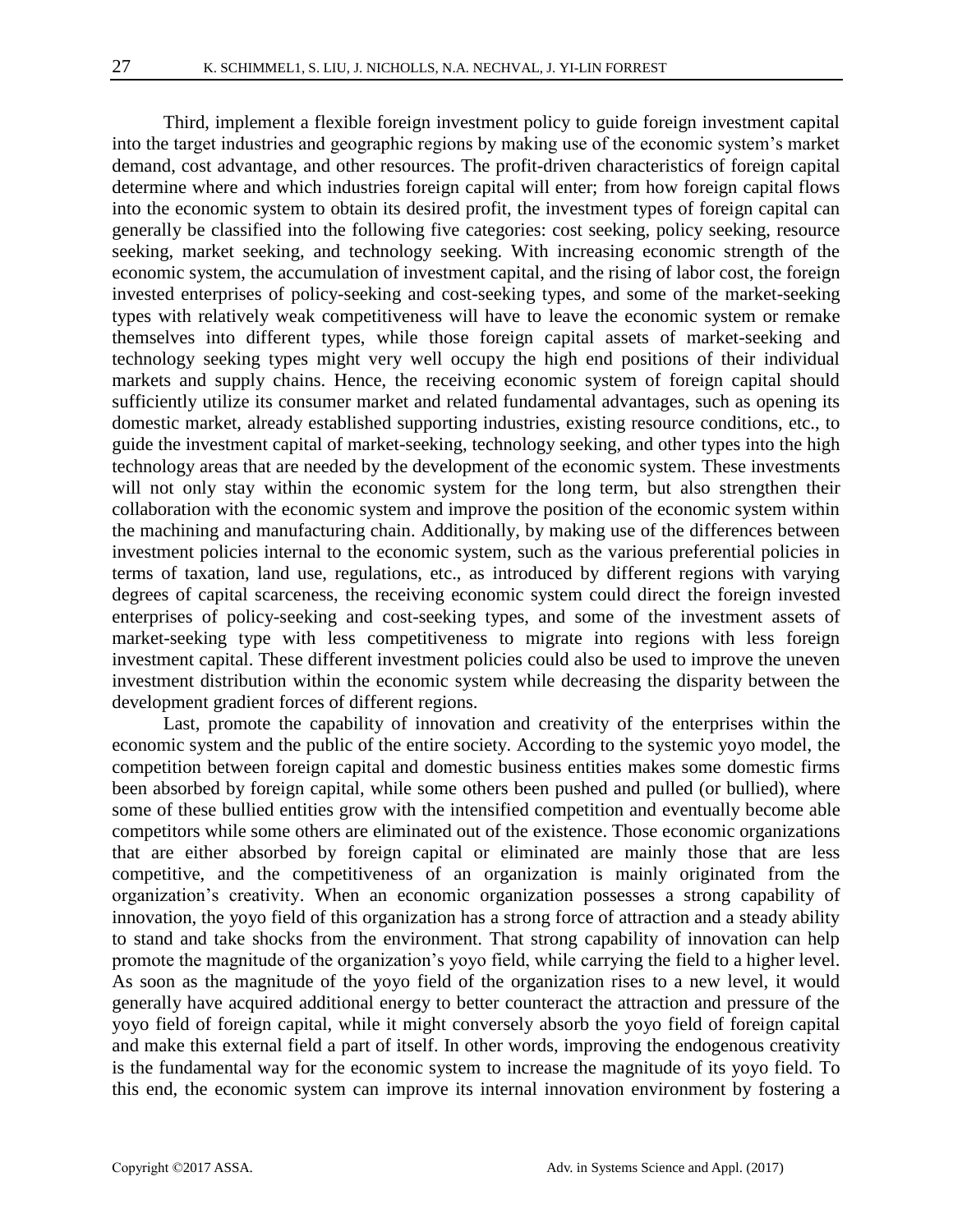Third, implement a flexible foreign investment policy to guide foreign investment capital into the target industries and geographic regions by making use of the economic system's market demand, cost advantage, and other resources. The profit-driven characteristics of foreign capital determine where and which industries foreign capital will enter; from how foreign capital flows into the economic system to obtain its desired profit, the investment types of foreign capital can generally be classified into the following five categories: cost seeking, policy seeking, resource seeking, market seeking, and technology seeking. With increasing economic strength of the economic system, the accumulation of investment capital, and the rising of labor cost, the foreign invested enterprises of policy-seeking and cost-seeking types, and some of the market-seeking types with relatively weak competitiveness will have to leave the economic system or remake themselves into different types, while those foreign capital assets of market-seeking and technology seeking types might very well occupy the high end positions of their individual markets and supply chains. Hence, the receiving economic system of foreign capital should sufficiently utilize its consumer market and related fundamental advantages, such as opening its domestic market, already established supporting industries, existing resource conditions, etc., to guide the investment capital of market-seeking, technology seeking, and other types into the high technology areas that are needed by the development of the economic system. These investments will not only stay within the economic system for the long term, but also strengthen their collaboration with the economic system and improve the position of the economic system within the machining and manufacturing chain. Additionally, by making use of the differences between investment policies internal to the economic system, such as the various preferential policies in terms of taxation, land use, regulations, etc., as introduced by different regions with varying degrees of capital scarceness, the receiving economic system could direct the foreign invested enterprises of policy-seeking and cost-seeking types, and some of the investment assets of market-seeking type with less competitiveness to migrate into regions with less foreign investment capital. These different investment policies could also be used to improve the uneven investment distribution within the economic system while decreasing the disparity between the development gradient forces of different regions.

Last, promote the capability of innovation and creativity of the enterprises within the economic system and the public of the entire society. According to the systemic yoyo model, the competition between foreign capital and domestic business entities makes some domestic firms been absorbed by foreign capital, while some others been pushed and pulled (or bullied), where some of these bullied entities grow with the intensified competition and eventually become able competitors while some others are eliminated out of the existence. Those economic organizations that are either absorbed by foreign capital or eliminated are mainly those that are less competitive, and the competitiveness of an organization is mainly originated from the organization's creativity. When an economic organization possesses a strong capability of innovation, the yoyo field of this organization has a strong force of attraction and a steady ability to stand and take shocks from the environment. That strong capability of innovation can help promote the magnitude of the organization's yoyo field, while carrying the field to a higher level. As soon as the magnitude of the yoyo field of the organization rises to a new level, it would generally have acquired additional energy to better counteract the attraction and pressure of the yoyo field of foreign capital, while it might conversely absorb the yoyo field of foreign capital and make this external field a part of itself. In other words, improving the endogenous creativity is the fundamental way for the economic system to increase the magnitude of its yoyo field. To this end, the economic system can improve its internal innovation environment by fostering a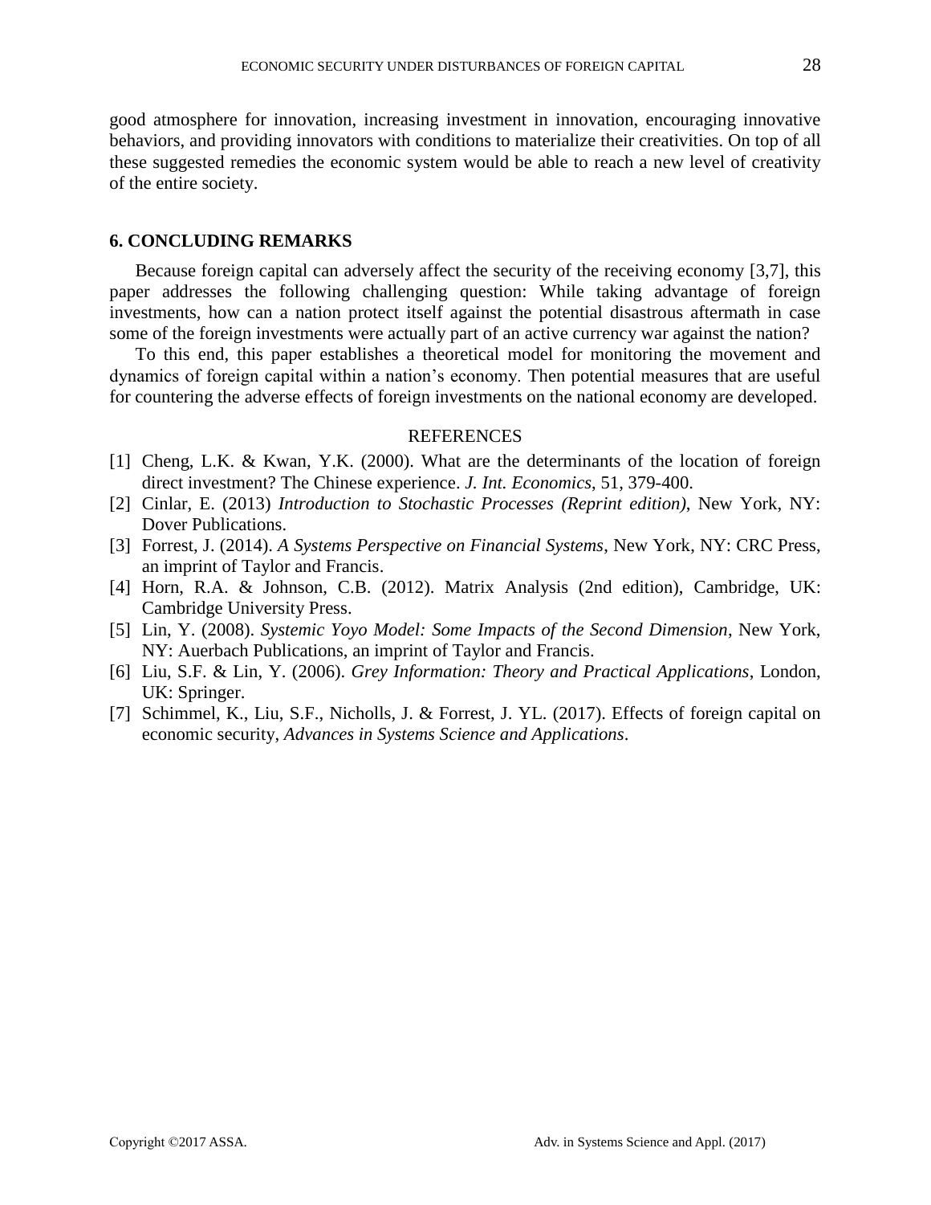good atmosphere for innovation, increasing investment in innovation, encouraging innovative behaviors, and providing innovators with conditions to materialize their creativities. On top of all these suggested remedies the economic system would be able to reach a new level of creativity of the entire society.

## 6. CONCLUDING REMARKS

Because foreign capital can adversely affect the security of the receiving economy [3,7], this paper addresses the following challenging question: While taking advantage of foreign investments, how can a nation protect itself against the potential disastrous aftermath in case some of the foreign investments were actually part of an active currency war against the nation?

To this end, this paper establishes a theoretical model for monitoring the movement and dynamics of foreign capital within a nation's economy. Then potential measures that are useful for countering the adverse effects of foreign investments on the national economy are developed.

## REFERENCES

[1] Cheng, L.K. & Kwan, Y.K. (2000). What are the determinants of the location of foreign direct investment? The Chinese experience. *J. Int. Economics*, 51, 379-400.

[2] Cinlar, E. (2013) *Introduction to Stochastic Processes (Reprint edition)*, New York, NY: Dover Publications.

[3] Forrest, J. (2014). *A Systems Perspective on Financial Systems*, New York, NY: CRC Press, an imprint of Taylor and Francis.

[4] Horn, R.A. & Johnson, C.B. (2012). Matrix Analysis (2nd edition), Cambridge, UK: Cambridge University Press.

[5] Lin, Y. (2008). *Systemic Yoyo Model: Some Impacts of the Second Dimension*, New York, NY: Auerbach Publications, an imprint of Taylor and Francis.

[6] Liu, S.F. & Lin, Y. (2006). *Grey Information: Theory and Practical Applications*, London, UK: Springer.

[7] Schimmel, K., Liu, S.F., Nicholls, J. & Forrest, J. YL. (2017). Effects of foreign capital on economic security, *Advances in Systems Science and Applications*.